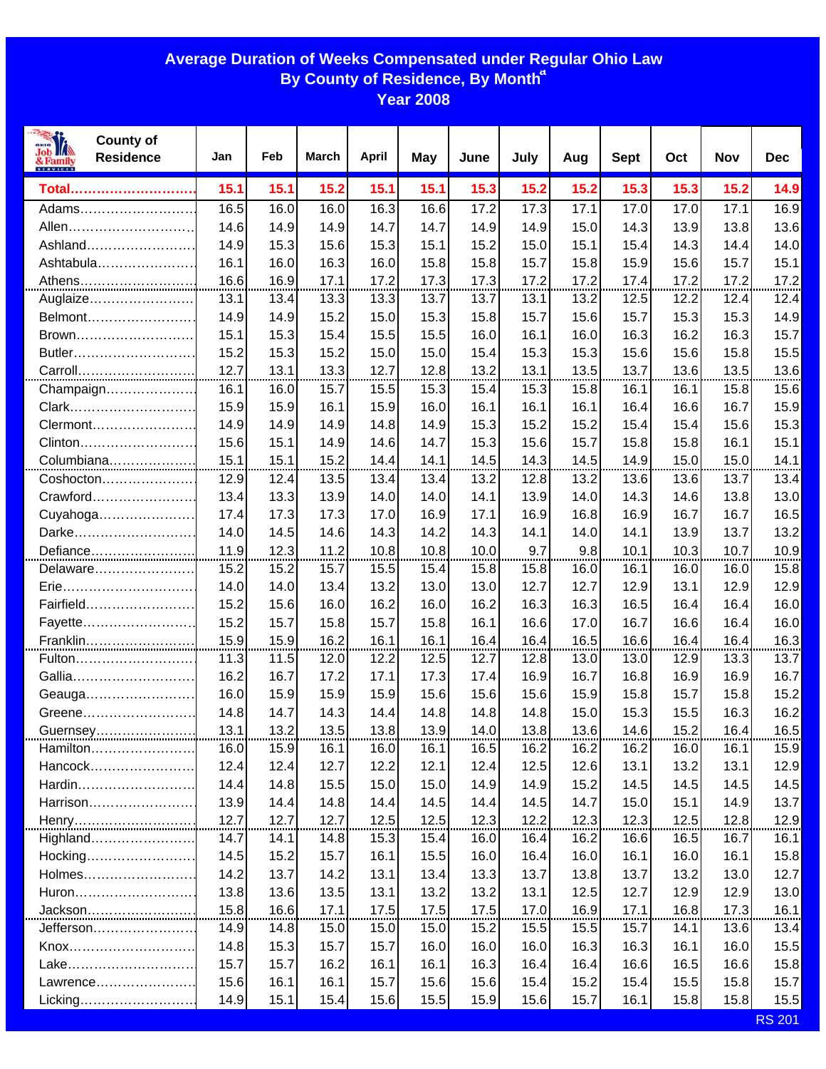# Average Duration of Weeks Compensated under Regular Ohio Law
## By County of Residence, By Month[a]
## Year 2008

| County of Residence | Jan | Feb | March | April | May | June | July | Aug | Sept | Oct | Nov | Dec |
|---|---|---|---|---|---|---|---|---|---|---|---|---|
| **Total** | **15.1** | **15.1** | **15.2** | **15.1** | **15.1** | **15.3** | **15.2** | **15.2** | **15.3** | **15.3** | **15.2** | **14.9** |
| Adams | 16.5 | 16.0 | 16.0 | 16.3 | 16.6 | 17.2 | 17.3 | 17.1 | 17.0 | 17.0 | 17.1 | 16.9 |
| Allen | 14.6 | 14.9 | 14.9 | 14.7 | 14.7 | 14.9 | 14.9 | 15.0 | 14.3 | 13.9 | 13.8 | 13.6 |
| Ashland | 14.9 | 15.3 | 15.6 | 15.3 | 15.1 | 15.2 | 15.0 | 15.1 | 15.4 | 14.3 | 14.4 | 14.0 |
| Ashtabula | 16.1 | 16.0 | 16.3 | 16.0 | 15.8 | 15.8 | 15.7 | 15.8 | 15.9 | 15.6 | 15.7 | 15.1 |
| Athens | 16.6 | 16.9 | 17.1 | 17.2 | 17.3 | 17.3 | 17.2 | 17.2 | 17.4 | 17.2 | 17.2 | 17.2 |
| Auglaize | 13.1 | 13.4 | 13.3 | 13.3 | 13.7 | 13.7 | 13.1 | 13.2 | 12.5 | 12.2 | 12.4 | 12.4 |
| Belmont | 14.9 | 14.9 | 15.2 | 15.0 | 15.3 | 15.8 | 15.7 | 15.6 | 15.7 | 15.3 | 15.3 | 14.9 |
| Brown | 15.1 | 15.3 | 15.4 | 15.5 | 15.5 | 16.0 | 16.1 | 16.0 | 16.3 | 16.2 | 16.3 | 15.7 |
| Butler | 15.2 | 15.3 | 15.2 | 15.0 | 15.0 | 15.4 | 15.3 | 15.3 | 15.6 | 15.6 | 15.8 | 15.5 |
| Carroll | 12.7 | 13.1 | 13.3 | 12.7 | 12.8 | 13.2 | 13.1 | 13.5 | 13.7 | 13.6 | 13.5 | 13.6 |
| Champaign | 16.1 | 16.0 | 15.7 | 15.5 | 15.3 | 15.4 | 15.3 | 15.8 | 16.1 | 16.1 | 15.8 | 15.6 |
| Clark | 15.9 | 15.9 | 16.1 | 15.9 | 16.0 | 16.1 | 16.1 | 16.1 | 16.4 | 16.6 | 16.7 | 15.9 |
| Clermont | 14.9 | 14.9 | 14.9 | 14.8 | 14.9 | 15.3 | 15.2 | 15.2 | 15.4 | 15.4 | 15.6 | 15.3 |
| Clinton | 15.6 | 15.1 | 14.9 | 14.6 | 14.7 | 15.3 | 15.6 | 15.7 | 15.8 | 15.8 | 16.1 | 15.1 |
| Columbiana | 15.1 | 15.1 | 15.2 | 14.4 | 14.1 | 14.5 | 14.3 | 14.5 | 14.9 | 15.0 | 15.0 | 14.1 |
| Coshocton | 12.9 | 12.4 | 13.5 | 13.4 | 13.4 | 13.2 | 12.8 | 13.2 | 13.6 | 13.6 | 13.7 | 13.4 |
| Crawford | 13.4 | 13.3 | 13.9 | 14.0 | 14.0 | 14.1 | 13.9 | 14.0 | 14.3 | 14.6 | 13.8 | 13.0 |
| Cuyahoga | 17.4 | 17.3 | 17.3 | 17.0 | 16.9 | 17.1 | 16.9 | 16.8 | 16.9 | 16.7 | 16.7 | 16.5 |
| Darke | 14.0 | 14.5 | 14.6 | 14.3 | 14.2 | 14.3 | 14.1 | 14.0 | 14.1 | 13.9 | 13.7 | 13.2 |
| Defiance | 11.9 | 12.3 | 11.2 | 10.8 | 10.8 | 10.0 | 9.7 | 9.8 | 10.1 | 10.3 | 10.7 | 10.9 |
| Delaware | 15.2 | 15.2 | 15.7 | 15.5 | 15.4 | 15.8 | 15.8 | 16.0 | 16.1 | 16.0 | 16.0 | 15.8 |
| Erie | 14.0 | 14.0 | 13.4 | 13.2 | 13.0 | 13.0 | 12.7 | 12.7 | 12.9 | 13.1 | 12.9 | 12.9 |
| Fairfield | 15.2 | 15.6 | 16.0 | 16.2 | 16.0 | 16.2 | 16.3 | 16.3 | 16.5 | 16.4 | 16.4 | 16.0 |
| Fayette | 15.2 | 15.7 | 15.8 | 15.7 | 15.8 | 16.1 | 16.6 | 17.0 | 16.7 | 16.6 | 16.4 | 16.0 |
| Franklin | 15.9 | 15.9 | 16.2 | 16.1 | 16.1 | 16.4 | 16.4 | 16.5 | 16.6 | 16.4 | 16.4 | 16.3 |
| Fulton | 11.3 | 11.5 | 12.0 | 12.2 | 12.5 | 12.7 | 12.8 | 13.0 | 13.0 | 12.9 | 13.3 | 13.7 |
| Gallia | 16.2 | 16.7 | 17.2 | 17.1 | 17.3 | 17.4 | 16.9 | 16.7 | 16.8 | 16.9 | 16.9 | 16.7 |
| Geauga | 16.0 | 15.9 | 15.9 | 15.9 | 15.6 | 15.6 | 15.6 | 15.9 | 15.8 | 15.7 | 15.8 | 15.2 |
| Greene | 14.8 | 14.7 | 14.3 | 14.4 | 14.8 | 14.8 | 14.8 | 15.0 | 15.3 | 15.5 | 16.3 | 16.2 |
| Guernsey | 13.1 | 13.2 | 13.5 | 13.8 | 13.9 | 14.0 | 13.8 | 13.6 | 14.6 | 15.2 | 16.4 | 16.5 |
| Hamilton | 16.0 | 15.9 | 16.1 | 16.0 | 16.1 | 16.5 | 16.2 | 16.2 | 16.2 | 16.0 | 16.1 | 15.9 |
| Hancock | 12.4 | 12.4 | 12.7 | 12.2 | 12.1 | 12.4 | 12.5 | 12.6 | 13.1 | 13.2 | 13.1 | 12.9 |
| Hardin | 14.4 | 14.8 | 15.5 | 15.0 | 15.0 | 14.9 | 14.9 | 15.2 | 14.5 | 14.5 | 14.5 | 14.5 |
| Harrison | 13.9 | 14.4 | 14.8 | 14.4 | 14.5 | 14.4 | 14.5 | 14.7 | 15.0 | 15.1 | 14.9 | 13.7 |
| Henry | 12.7 | 12.7 | 12.7 | 12.5 | 12.5 | 12.3 | 12.2 | 12.3 | 12.3 | 12.5 | 12.8 | 12.9 |
| Highland | 14.7 | 14.1 | 14.8 | 15.3 | 15.4 | 16.0 | 16.4 | 16.2 | 16.6 | 16.5 | 16.7 | 16.1 |
| Hocking | 14.5 | 15.2 | 15.7 | 16.1 | 15.5 | 16.0 | 16.4 | 16.0 | 16.1 | 16.0 | 16.1 | 15.8 |
| Holmes | 14.2 | 13.7 | 14.2 | 13.1 | 13.4 | 13.3 | 13.7 | 13.8 | 13.7 | 13.2 | 13.0 | 12.7 |
| Huron | 13.8 | 13.6 | 13.5 | 13.1 | 13.2 | 13.2 | 13.1 | 12.5 | 12.7 | 12.9 | 12.9 | 13.0 |
| Jackson | 15.8 | 16.6 | 17.1 | 17.5 | 17.5 | 17.5 | 17.0 | 16.9 | 17.1 | 16.8 | 17.3 | 16.1 |
| Jefferson | 14.9 | 14.8 | 15.0 | 15.0 | 15.0 | 15.2 | 15.5 | 15.5 | 15.7 | 14.1 | 13.6 | 13.4 |
| Knox | 14.8 | 15.3 | 15.7 | 15.7 | 16.0 | 16.0 | 16.0 | 16.3 | 16.3 | 16.1 | 16.0 | 15.5 |
| Lake | 15.7 | 15.7 | 16.2 | 16.1 | 16.1 | 16.3 | 16.4 | 16.4 | 16.6 | 16.5 | 16.6 | 15.8 |
| Lawrence | 15.6 | 16.1 | 16.1 | 15.7 | 15.6 | 15.6 | 15.4 | 15.2 | 15.4 | 15.5 | 15.8 | 15.7 |
| Licking | 14.9 | 15.1 | 15.4 | 15.6 | 15.5 | 15.9 | 15.6 | 15.7 | 16.1 | 15.8 | 15.8 | 15.5 |

RS 201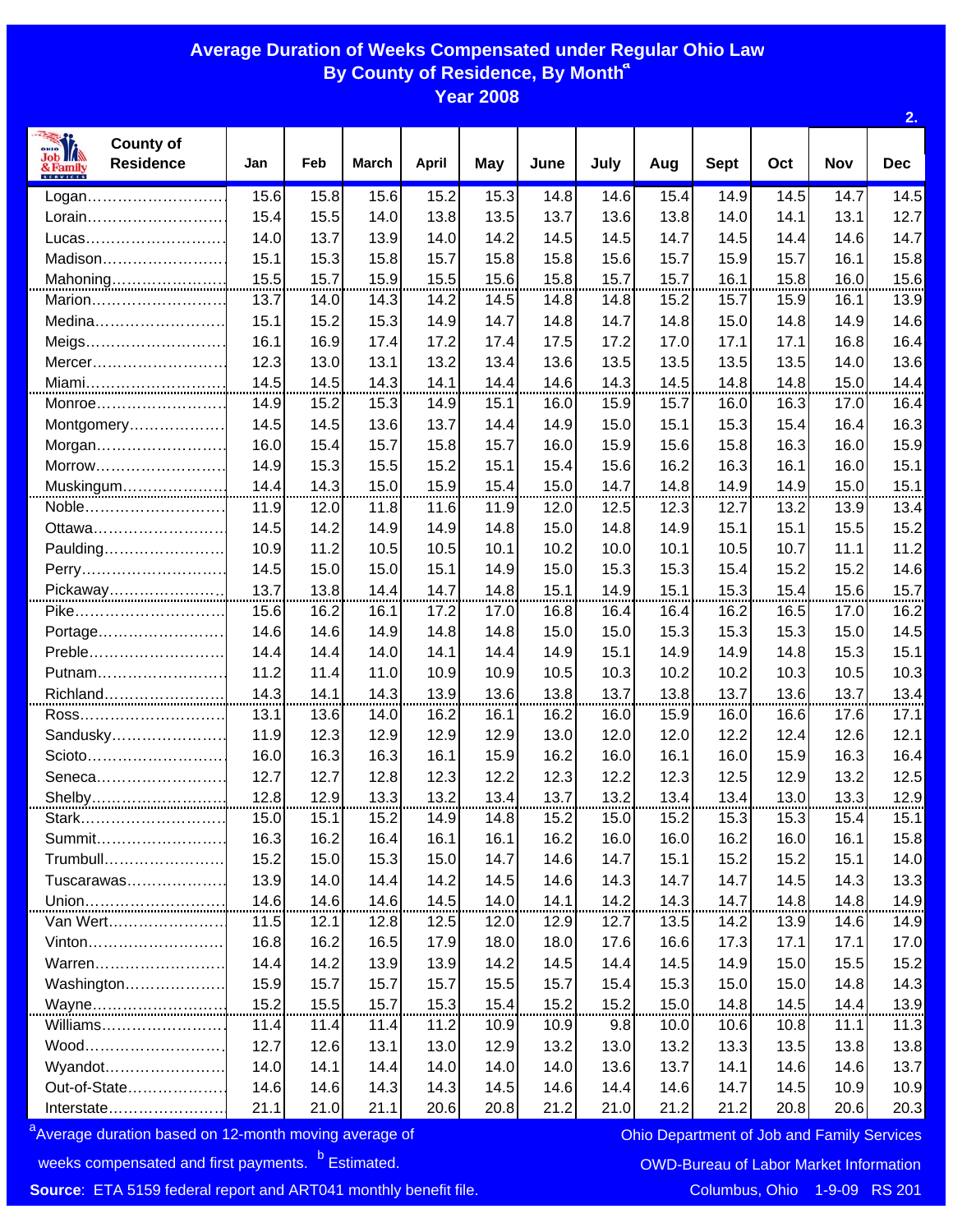# Average Duration of Weeks Compensated under Regular Ohio Law
## By County of Residence, By Month[a]
## Year 2008

2.

| County of Residence | Jan | Feb | March | April | May | June | July | Aug | Sept | Oct | Nov | Dec |
|---|---|---|---|---|---|---|---|---|---|---|---|---|
| Logan | 15.6 | 15.8 | 15.6 | 15.2 | 15.3 | 14.8 | 14.6 | 15.4 | 14.9 | 14.5 | 14.7 | 14.5 |
| Lorain | 15.4 | 15.5 | 14.0 | 13.8 | 13.5 | 13.7 | 13.6 | 13.8 | 14.0 | 14.1 | 13.1 | 12.7 |
| Lucas | 14.0 | 13.7 | 13.9 | 14.0 | 14.2 | 14.5 | 14.5 | 14.7 | 14.5 | 14.4 | 14.6 | 14.7 |
| Madison | 15.1 | 15.3 | 15.8 | 15.7 | 15.8 | 15.8 | 15.6 | 15.7 | 15.9 | 15.7 | 16.1 | 15.8 |
| Mahoning | 15.5 | 15.7 | 15.9 | 15.5 | 15.6 | 15.8 | 15.7 | 15.7 | 16.1 | 15.8 | 16.0 | 15.6 |
| Marion | 13.7 | 14.0 | 14.3 | 14.2 | 14.5 | 14.8 | 14.8 | 15.2 | 15.7 | 15.9 | 16.1 | 13.9 |
| Medina | 15.1 | 15.2 | 15.3 | 14.9 | 14.7 | 14.8 | 14.7 | 14.8 | 15.0 | 14.8 | 14.9 | 14.6 |
| Meigs | 16.1 | 16.9 | 17.4 | 17.2 | 17.4 | 17.5 | 17.2 | 17.0 | 17.1 | 17.1 | 16.8 | 16.4 |
| Mercer | 12.3 | 13.0 | 13.1 | 13.2 | 13.4 | 13.6 | 13.5 | 13.5 | 13.5 | 13.5 | 14.0 | 13.6 |
| Miami | 14.5 | 14.5 | 14.3 | 14.1 | 14.4 | 14.6 | 14.3 | 14.5 | 14.8 | 14.8 | 15.0 | 14.4 |
| Monroe | 14.9 | 15.2 | 15.3 | 14.9 | 15.1 | 16.0 | 15.9 | 15.7 | 16.0 | 16.3 | 17.0 | 16.4 |
| Montgomery | 14.5 | 14.5 | 13.6 | 13.7 | 14.4 | 14.9 | 15.0 | 15.1 | 15.3 | 15.4 | 16.4 | 16.3 |
| Morgan | 16.0 | 15.4 | 15.7 | 15.8 | 15.7 | 16.0 | 15.9 | 15.6 | 15.8 | 16.3 | 16.0 | 15.9 |
| Morrow | 14.9 | 15.3 | 15.5 | 15.2 | 15.1 | 15.4 | 15.6 | 16.2 | 16.3 | 16.1 | 16.0 | 15.1 |
| Muskingum | 14.4 | 14.3 | 15.0 | 15.9 | 15.4 | 15.0 | 14.7 | 14.8 | 14.9 | 14.9 | 15.0 | 15.1 |
| Noble | 11.9 | 12.0 | 11.8 | 11.6 | 11.9 | 12.0 | 12.5 | 12.3 | 12.7 | 13.2 | 13.9 | 13.4 |
| Ottawa | 14.5 | 14.2 | 14.9 | 14.9 | 14.8 | 15.0 | 14.8 | 14.9 | 15.1 | 15.1 | 15.5 | 15.2 |
| Paulding | 10.9 | 11.2 | 10.5 | 10.5 | 10.1 | 10.2 | 10.0 | 10.1 | 10.5 | 10.7 | 11.1 | 11.2 |
| Perry | 14.5 | 15.0 | 15.0 | 15.1 | 14.9 | 15.0 | 15.3 | 15.3 | 15.4 | 15.2 | 15.2 | 14.6 |
| Pickaway | 13.7 | 13.8 | 14.4 | 14.7 | 14.8 | 15.1 | 14.9 | 15.1 | 15.3 | 15.4 | 15.6 | 15.7 |
| Pike | 15.6 | 16.2 | 16.1 | 17.2 | 17.0 | 16.8 | 16.4 | 16.4 | 16.2 | 16.5 | 17.0 | 16.2 |
| Portage | 14.6 | 14.6 | 14.9 | 14.8 | 14.8 | 15.0 | 15.0 | 15.3 | 15.3 | 15.3 | 15.0 | 14.5 |
| Preble | 14.4 | 14.4 | 14.0 | 14.1 | 14.4 | 14.9 | 15.1 | 14.9 | 14.9 | 14.8 | 15.3 | 15.1 |
| Putnam | 11.2 | 11.4 | 11.0 | 10.9 | 10.9 | 10.5 | 10.3 | 10.2 | 10.2 | 10.3 | 10.5 | 10.3 |
| Richland | 14.3 | 14.1 | 14.3 | 13.9 | 13.6 | 13.8 | 13.7 | 13.8 | 13.7 | 13.6 | 13.7 | 13.4 |
| Ross | 13.1 | 13.6 | 14.0 | 16.2 | 16.1 | 16.2 | 16.0 | 15.9 | 16.0 | 16.6 | 17.6 | 17.1 |
| Sandusky | 11.9 | 12.3 | 12.9 | 12.9 | 12.9 | 13.0 | 12.0 | 12.0 | 12.2 | 12.4 | 12.6 | 12.1 |
| Scioto | 16.0 | 16.3 | 16.3 | 16.1 | 15.9 | 16.2 | 16.0 | 16.1 | 16.0 | 15.9 | 16.3 | 16.4 |
| Seneca | 12.7 | 12.7 | 12.8 | 12.3 | 12.2 | 12.3 | 12.2 | 12.3 | 12.5 | 12.9 | 13.2 | 12.5 |
| Shelby | 12.8 | 12.9 | 13.3 | 13.2 | 13.4 | 13.7 | 13.2 | 13.4 | 13.4 | 13.0 | 13.3 | 12.9 |
| Stark | 15.0 | 15.1 | 15.2 | 14.9 | 14.8 | 15.2 | 15.0 | 15.2 | 15.3 | 15.3 | 15.4 | 15.1 |
| Summit | 16.3 | 16.2 | 16.4 | 16.1 | 16.1 | 16.2 | 16.0 | 16.0 | 16.2 | 16.0 | 16.1 | 15.8 |
| Trumbull | 15.2 | 15.0 | 15.3 | 15.0 | 14.7 | 14.6 | 14.7 | 15.1 | 15.2 | 15.2 | 15.1 | 14.0 |
| Tuscarawas | 13.9 | 14.0 | 14.4 | 14.2 | 14.5 | 14.6 | 14.3 | 14.7 | 14.7 | 14.5 | 14.3 | 13.3 |
| Union | 14.6 | 14.6 | 14.6 | 14.5 | 14.0 | 14.1 | 14.2 | 14.3 | 14.7 | 14.8 | 14.8 | 14.9 |
| Van Wert | 11.5 | 12.1 | 12.8 | 12.5 | 12.0 | 12.9 | 12.7 | 13.5 | 14.2 | 13.9 | 14.6 | 14.9 |
| Vinton | 16.8 | 16.2 | 16.5 | 17.9 | 18.0 | 18.0 | 17.6 | 16.6 | 17.3 | 17.1 | 17.1 | 17.0 |
| Warren | 14.4 | 14.2 | 13.9 | 13.9 | 14.2 | 14.5 | 14.4 | 14.5 | 14.9 | 15.0 | 15.5 | 15.2 |
| Washington | 15.9 | 15.7 | 15.7 | 15.7 | 15.5 | 15.7 | 15.4 | 15.3 | 15.0 | 15.0 | 14.8 | 14.3 |
| Wayne | 15.2 | 15.5 | 15.7 | 15.3 | 15.4 | 15.2 | 15.2 | 15.0 | 14.8 | 14.5 | 14.4 | 13.9 |
| Williams | 11.4 | 11.4 | 11.4 | 11.2 | 10.9 | 10.9 | 9.8 | 10.0 | 10.6 | 10.8 | 11.1 | 11.3 |
| Wood | 12.7 | 12.6 | 13.1 | 13.0 | 12.9 | 13.2 | 13.0 | 13.2 | 13.3 | 13.5 | 13.8 | 13.8 |
| Wyandot | 14.0 | 14.1 | 14.4 | 14.0 | 14.0 | 14.0 | 13.6 | 13.7 | 14.1 | 14.6 | 14.6 | 13.7 |
| Out-of-State | 14.6 | 14.6 | 14.3 | 14.3 | 14.5 | 14.6 | 14.4 | 14.6 | 14.7 | 14.5 | 10.9 | 10.9 |
| Interstate | 21.1 | 21.0 | 21.1 | 20.6 | 20.8 | 21.2 | 21.0 | 21.2 | 21.2 | 20.8 | 20.6 | 20.3 |

[a]Average duration based on 12-month moving average of weeks compensated and first payments. [b] Estimated.

**Source**: ETA 5159 federal report and ART041 monthly benefit file.

Ohio Department of Job and Family Services
OWD-Bureau of Labor Market Information
Columbus, Ohio 1-9-09 RS 201